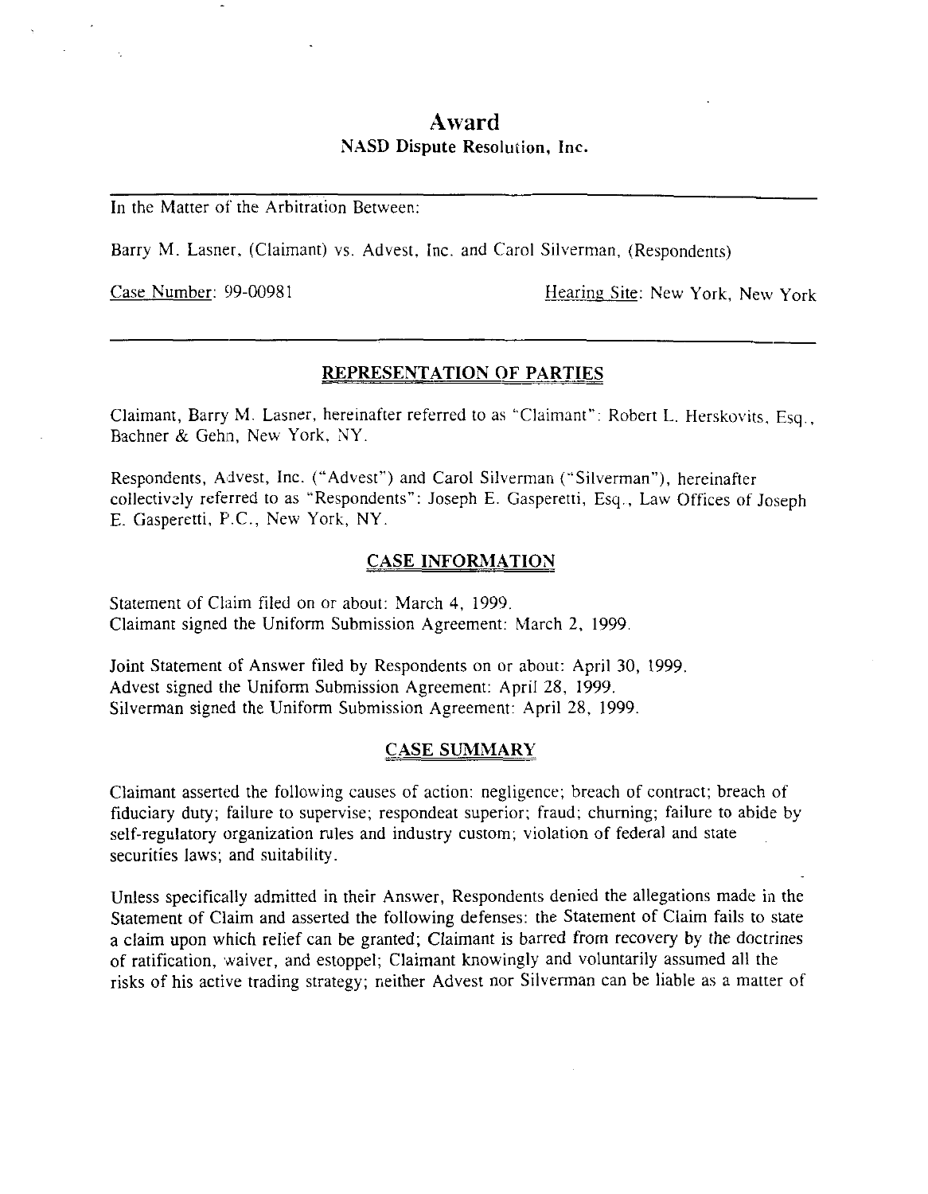# Award

## NASD Dispute Resolution, Inc.

---

In the Matter of the Arbitration Between:

Barry M. Lasner, (Claimant) vs. Advest, Inc. and Carol Silverman, (Respondents)

Case Number: 99-00981 Hearing Site: New York, New York

---

### REPRESENTATION OF PARTIES

Claimant, Barry M. Lasner, hereinafter referred to as "Claimant": Robert L. Herskovits, Esq., Bachner & Gehn, New York, NY.

Respondents, Advest, Inc. ("Advest") and Carol Silverman ("Silverman"), hereinafter collectively referred to as "Respondents": Joseph E. Gasperetti, Esq., Law Offices of Joseph E. Gasperetti, P.C., New York, NY.

### CASE INFORMATION

Statement of Claim filed on or about: March 4, 1999.
Claimant signed the Uniform Submission Agreement: March 2, 1999.

Joint Statement of Answer filed by Respondents on or about: April 30, 1999.
Advest signed the Uniform Submission Agreement: April 28, 1999.
Silverman signed the Uniform Submission Agreement: April 28, 1999.

### CASE SUMMARY

Claimant asserted the following causes of action: negligence; breach of contract; breach of fiduciary duty; failure to supervise; respondeat superior; fraud; churning; failure to abide by self-regulatory organization rules and industry custom; violation of federal and state securities laws; and suitability.

Unless specifically admitted in their Answer, Respondents denied the allegations made in the Statement of Claim and asserted the following defenses: the Statement of Claim fails to state a claim upon which relief can be granted; Claimant is barred from recovery by the doctrines of ratification, waiver, and estoppel; Claimant knowingly and voluntarily assumed all the risks of his active trading strategy; neither Advest nor Silverman can be liable as a matter of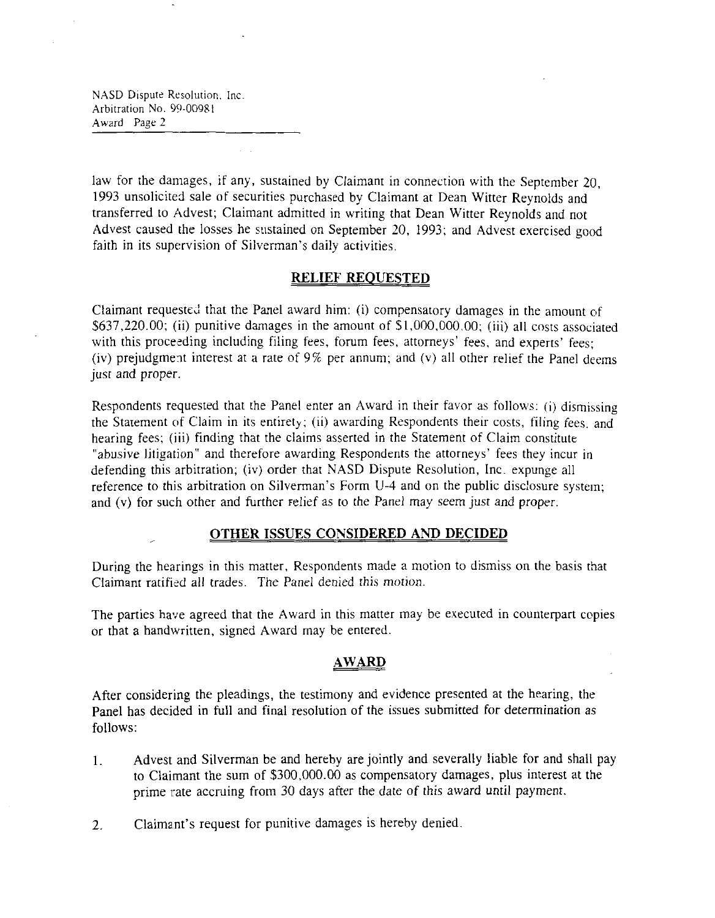law for the damages, if any, sustained by Claimant in connection with the September 20, 1993 unsolicited sale of securities purchased by Claimant at Dean Witter Reynolds and transferred to Advest; Claimant admitted in writing that Dean Witter Reynolds and not Advest caused the losses he sustained on September 20, 1993; and Advest exercised good faith in its supervision of Silverman's daily activities.

## RELIEF REQUESTED

Claimant requested that the Panel award him: (i) compensatory damages in the amount of $637,220.00; (ii) punitive damages in the amount of $1,000,000.00; (iii) all costs associated with this proceeding including filing fees, forum fees, attorneys' fees, and experts' fees; (iv) prejudgment interest at a rate of 9% per annum; and (v) all other relief the Panel deems just and proper.

Respondents requested that the Panel enter an Award in their favor as follows: (i) dismissing the Statement of Claim in its entirety; (ii) awarding Respondents their costs, filing fees, and hearing fees; (iii) finding that the claims asserted in the Statement of Claim constitute "abusive litigation" and therefore awarding Respondents the attorneys' fees they incur in defending this arbitration; (iv) order that NASD Dispute Resolution, Inc. expunge all reference to this arbitration on Silverman's Form U-4 and on the public disclosure system; and (v) for such other and further relief as to the Panel may seem just and proper.

## OTHER ISSUES CONSIDERED AND DECIDED

During the hearings in this matter, Respondents made a motion to dismiss on the basis that Claimant ratified all trades. The Panel denied this motion.

The parties have agreed that the Award in this matter may be executed in counterpart copies or that a handwritten, signed Award may be entered.

## AWARD

After considering the pleadings, the testimony and evidence presented at the hearing, the Panel has decided in full and final resolution of the issues submitted for determination as follows:

1. Advest and Silverman be and hereby are jointly and severally liable for and shall pay to Claimant the sum of $300,000.00 as compensatory damages, plus interest at the prime rate accruing from 30 days after the date of this award until payment.

2. Claimant's request for punitive damages is hereby denied.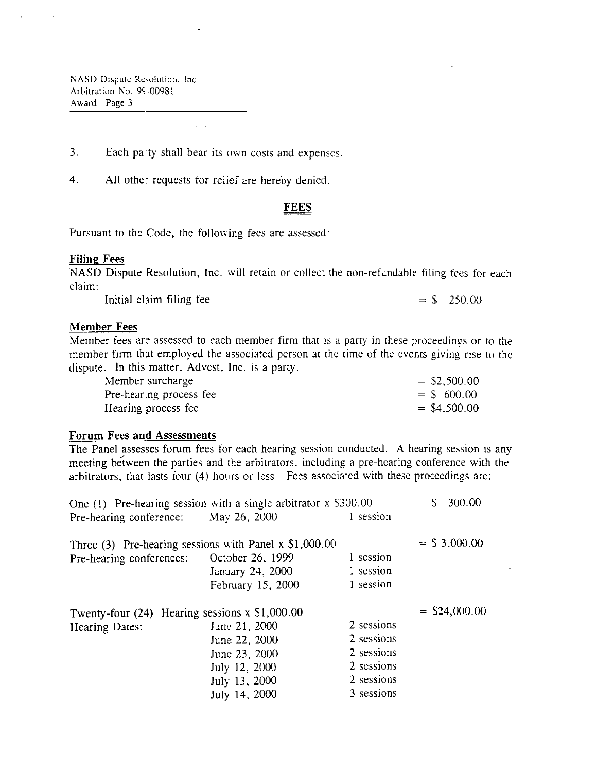3. Each party shall bear its own costs and expenses.

4. All other requests for relief are hereby denied.

## FEES

Pursuant to the Code, the following fees are assessed:

**Filing Fees**

NASD Dispute Resolution, Inc. will retain or collect the non-refundable filing fees for each claim:

| | |
|---|---|
| Initial claim filing fee | = $ 250.00 |

**Member Fees**

Member fees are assessed to each member firm that is a party in these proceedings or to the member firm that employed the associated person at the time of the events giving rise to the dispute. In this matter, Advest, Inc. is a party.

| | |
|---|---|
| Member surcharge | = $2,500.00 |
| Pre-hearing process fee | = $ 600.00 |
| Hearing process fee | = $4,500.00 |

**Forum Fees and Assessments**

The Panel assesses forum fees for each hearing session conducted. A hearing session is any meeting between the parties and the arbitrators, including a pre-hearing conference with the arbitrators, that lasts four (4) hours or less. Fees associated with these proceedings are:

| | | | |
|---|---|---|---|
| One (1) Pre-hearing session with a single arbitrator x $300.00 | | | = $ 300.00 |
| Pre-hearing conference: | May 26, 2000 | 1 session | |
| Three (3) Pre-hearing sessions with Panel x $1,000.00 | | | = $ 3,000.00 |
| Pre-hearing conferences: | October 26, 1999 | 1 session | |
| | January 24, 2000 | 1 session | |
| | February 15, 2000 | 1 session | |
| Twenty-four (24) Hearing sessions x $1,000.00 | | | = $24,000.00 |
| Hearing Dates: | June 21, 2000 | 2 sessions | |
| | June 22, 2000 | 2 sessions | |
| | June 23, 2000 | 2 sessions | |
| | July 12, 2000 | 2 sessions | |
| | July 13, 2000 | 2 sessions | |
| | July 14, 2000 | 3 sessions | |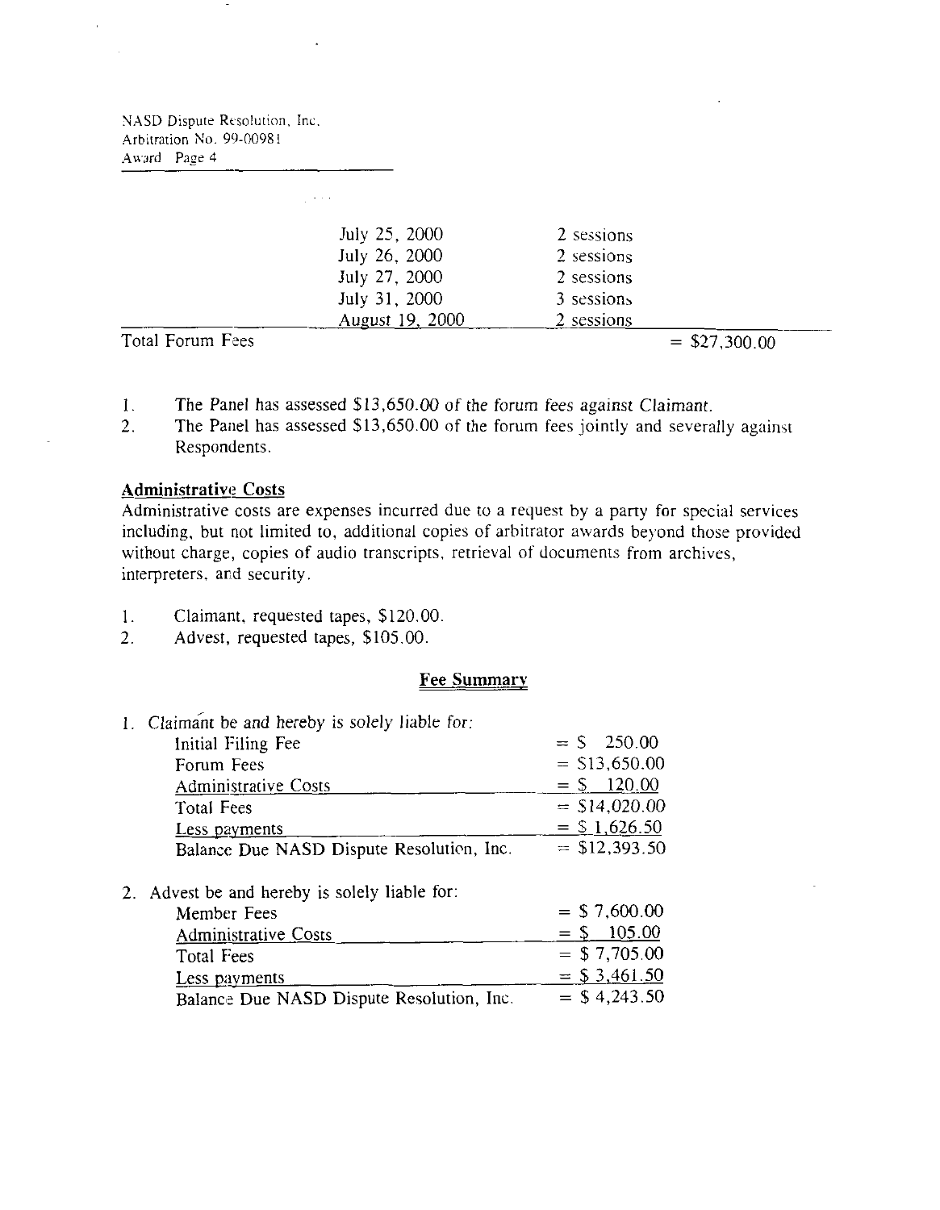| | | |
|---|---|---|
| | July 25, 2000 | 2 sessions |
| | July 26, 2000 | 2 sessions |
| | July 27, 2000 | 2 sessions |
| | July 31, 2000 | 3 sessions |
| | August 19, 2000 | 2 sessions |
| Total Forum Fees | | = $27,300.00 |

1. The Panel has assessed $13,650.00 of the forum fees against Claimant.
2. The Panel has assessed $13,650.00 of the forum fees jointly and severally against Respondents.

**Administrative Costs**

Administrative costs are expenses incurred due to a request by a party for special services including, but not limited to, additional copies of arbitrator awards beyond those provided without charge, copies of audio transcripts, retrieval of documents from archives, interpreters, and security.

1. Claimant, requested tapes, $120.00.
2. Advest, requested tapes, $105.00.

**Fee Summary**

1. Claimant be and hereby is solely liable for:

| | |
|---|---|
| Initial Filing Fee | = $ 250.00 |
| Forum Fees | = $13,650.00 |
| Administrative Costs | = $ 120.00 |
| Total Fees | = $14,020.00 |
| Less payments | = $ 1,626.50 |
| Balance Due NASD Dispute Resolution, Inc. | = $12,393.50 |

2. Advest be and hereby is solely liable for:

| | |
|---|---|
| Member Fees | = $ 7,600.00 |
| Administrative Costs | = $ 105.00 |
| Total Fees | = $ 7,705.00 |
| Less payments | = $ 3,461.50 |
| Balance Due NASD Dispute Resolution, Inc. | = $ 4,243.50 |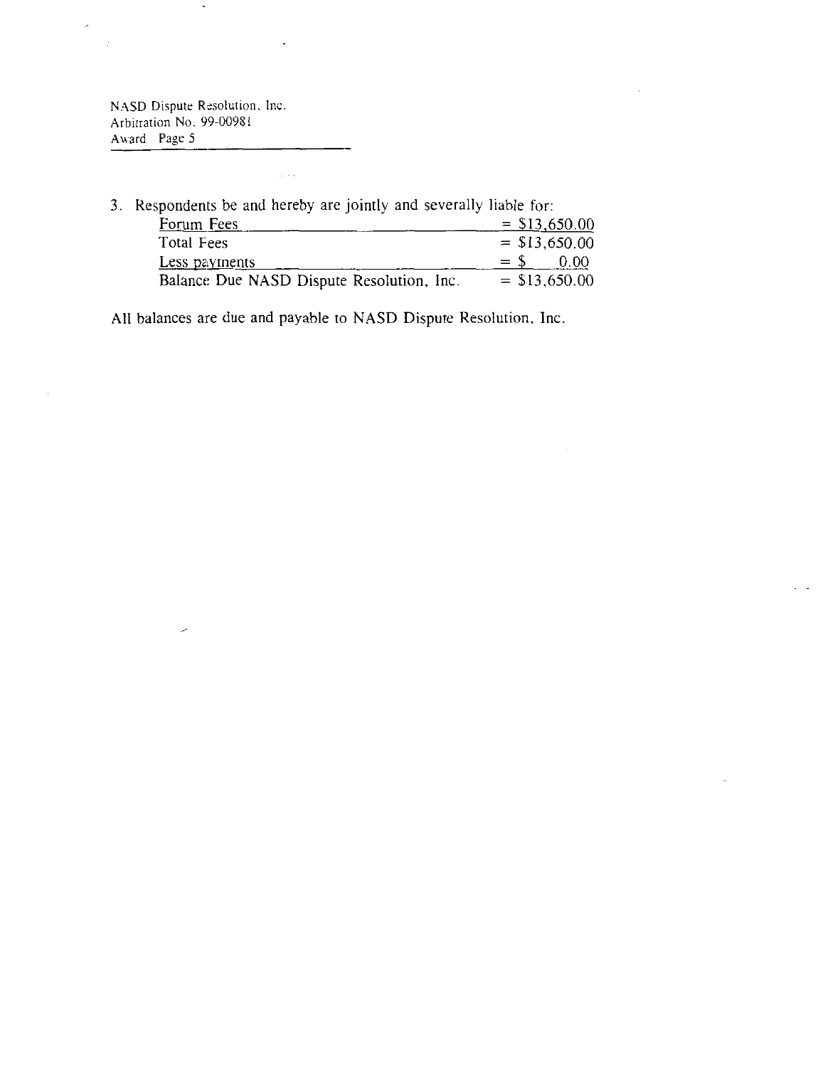3. Respondents be and hereby are jointly and severally liable for:

| | |
|---|---|
| Forum Fees | = $13,650.00 |
| Total Fees | = $13,650.00 |
| Less payments | = $ 0.00 |
| Balance Due NASD Dispute Resolution, Inc. | = $13,650.00 |

All balances are due and payable to NASD Dispute Resolution, Inc.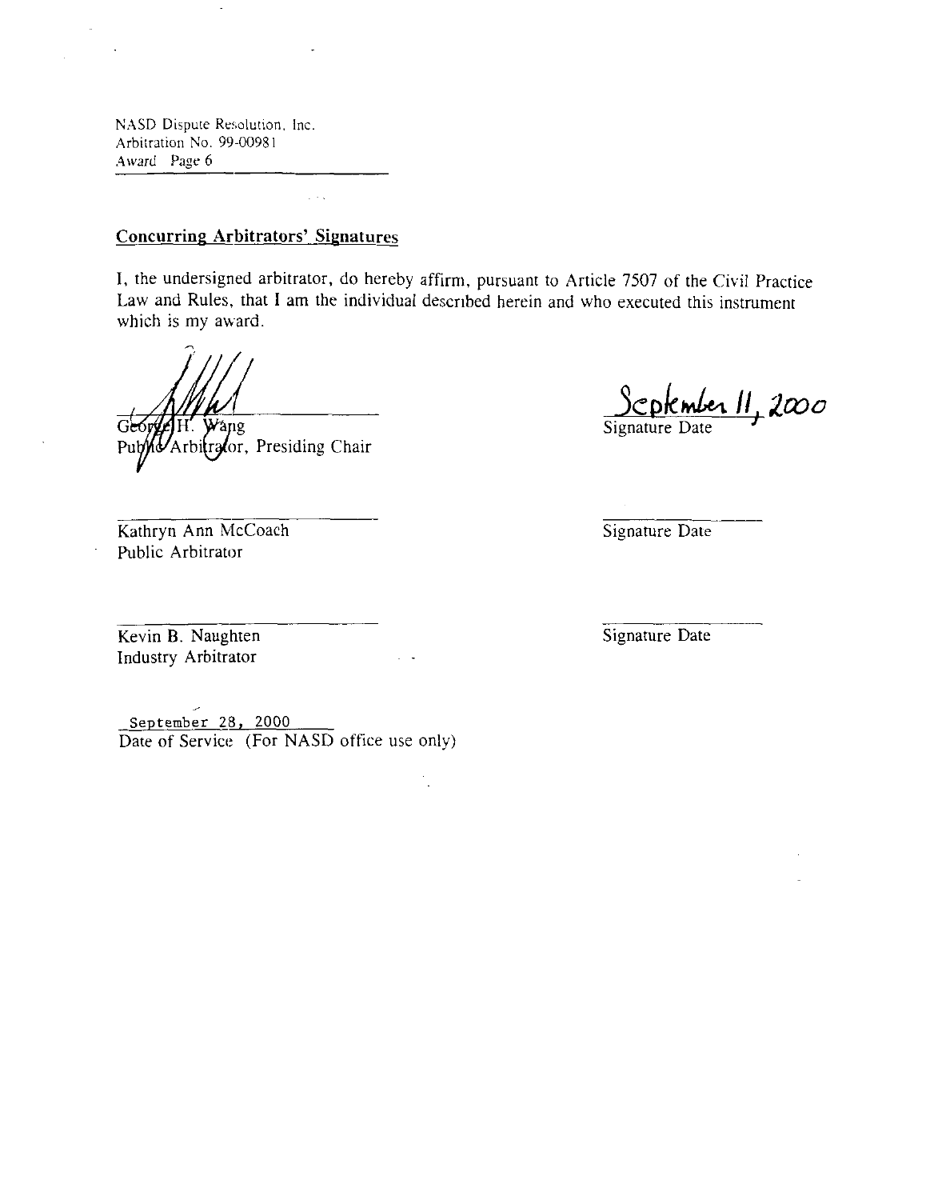NASD Dispute Resolution, Inc.
Arbitration No. 99-00981
Award Page 6

**Concurring Arbitrators' Signatures**

I, the undersigned arbitrator, do hereby affirm, pursuant to Article 7507 of the Civil Practice Law and Rules, that I am the individual described herein and who executed this instrument which is my award.

George H. Wang
Public Arbitrator, Presiding Chair

September 11, 2000
Signature Date

Kathryn Ann McCoach
Public Arbitrator

Signature Date

Kevin B. Naughten
Industry Arbitrator

Signature Date

September 28, 2000
Date of Service (For NASD office use only)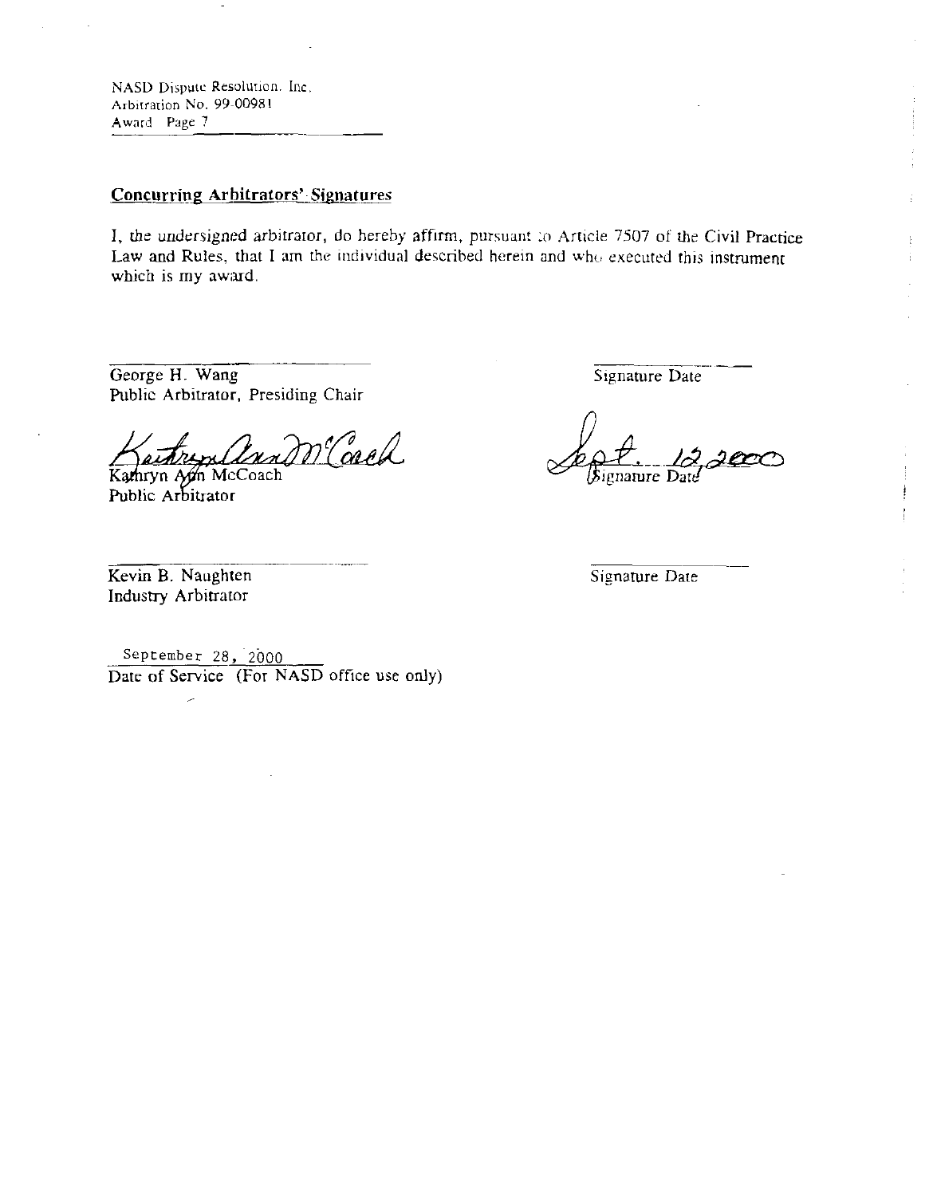NASD Dispute Resolution, Inc.
Arbitration No. 99-00981
Award Page 7

## Concurring Arbitrators' Signatures

I, the undersigned arbitrator, do hereby affirm, pursuant to Article 7507 of the Civil Practice Law and Rules, that I am the individual described herein and who executed this instrument which is my award.

| | |
|---|---|
| George H. Wang<br>Public Arbitrator, Presiding Chair | Signature Date |
| Kathryn Ann McCoach<br>Public Arbitrator | Sept. 12, 2000<br>Signature Date |
| Kevin B. Naughten<br>Industry Arbitrator | Signature Date |

September 28, 2000
Date of Service (For NASD office use only)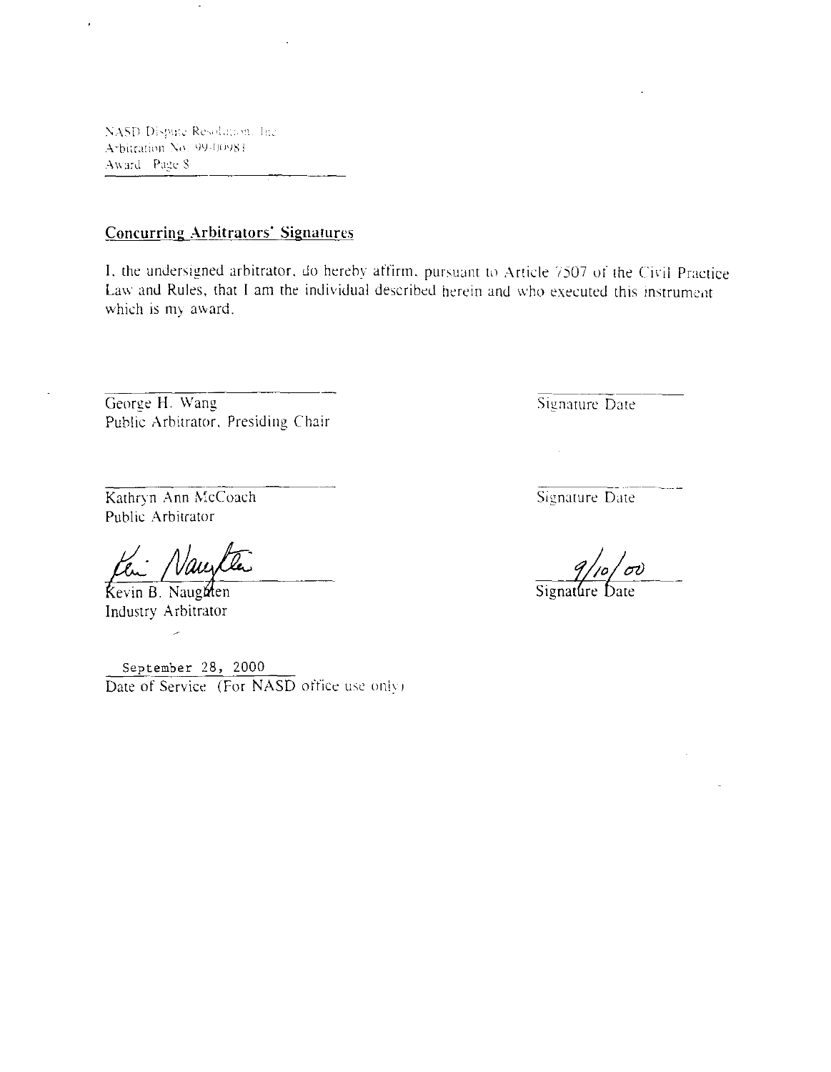NASD Dispute Resolution, Inc.
Arbitration No. 99-00983
Award Page 8

## Concurring Arbitrators' Signatures

I, the undersigned arbitrator, do hereby affirm, pursuant to Article 7507 of the Civil Practice Law and Rules, that I am the individual described herein and who executed this instrument which is my award.

George H. Wang
Public Arbitrator, Presiding Chair

Signature Date

Kathryn Ann McCoach
Public Arbitrator

Signature Date

Kevin B. Naughten
Industry Arbitrator

9/10/00
Signature Date

September 28, 2000
Date of Service (For NASD office use only)